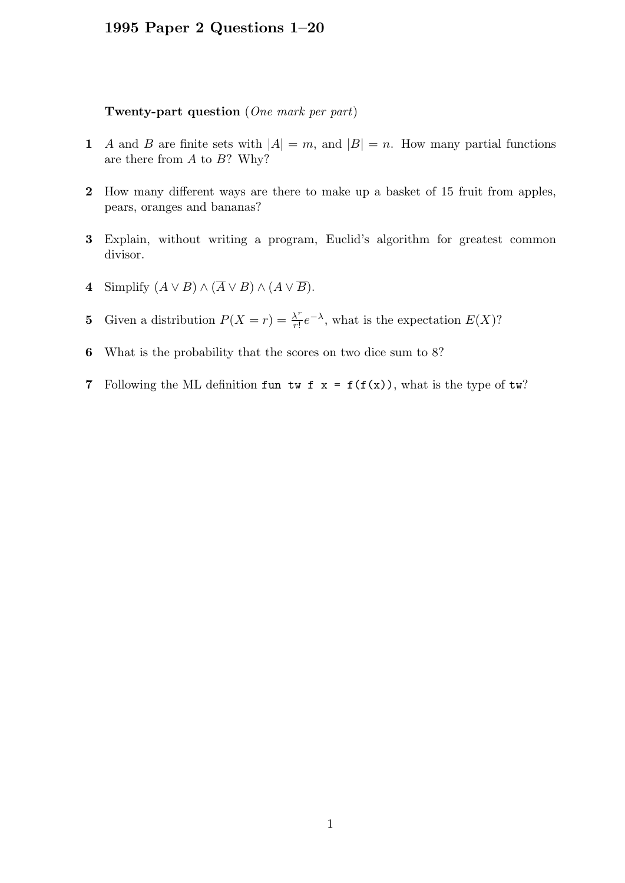# 1995 Paper 2 Questions 1–20

**Twenty-part question** (*One mark per part*)

**1** $A$ and $B$ are finite sets with $|A| = m$, and $|B| = n$. How many partial functions are there from $A$ to $B$? Why?

**2** How many different ways are there to make up a basket of 15 fruit from apples, pears, oranges and bananas?

**3** Explain, without writing a program, Euclid's algorithm for greatest common divisor.

**4** Simplify $(A \vee B) \wedge (\overline{A} \vee B) \wedge (A \vee \overline{B})$.

**5** Given a distribution $P(X = r) = \frac{\lambda^r}{r!} e^{-\lambda}$, what is the expectation $E(X)$?

**6** What is the probability that the scores on two dice sum to 8?

**7** Following the ML definition `fun tw f x = f(f(x))`, what is the type of `tw`?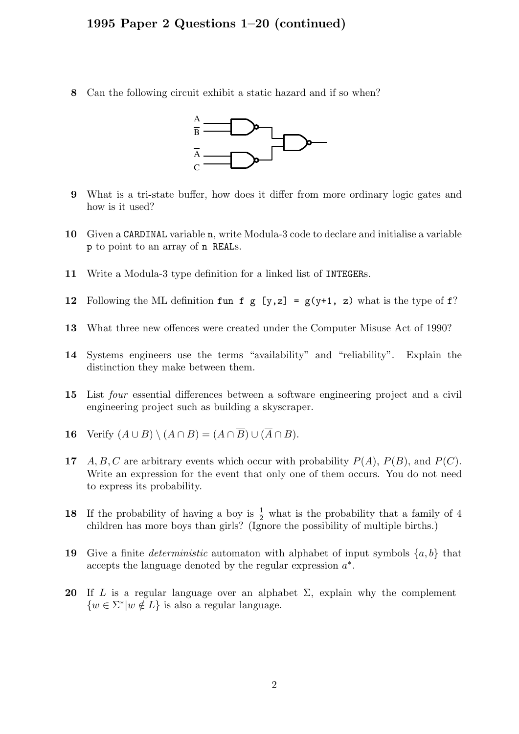## 1995 Paper 2 Questions 1–20 (continued)

**8** Can the following circuit exhibit a static hazard and if so when?

A
$\overline{B}$
$\overline{A}$
C

**9** What is a tri-state buffer, how does it differ from more ordinary logic gates and how is it used?

**10** Given a `CARDINAL` variable `n`, write Modula-3 code to declare and initialise a variable `p` to point to an array of `n` `REAL`s.

**11** Write a Modula-3 type definition for a linked list of `INTEGER`s.

**12** Following the ML definition `fun f g [y,z] = g(y+1, z)` what is the type of `f`?

**13** What three new offences were created under the Computer Misuse Act of 1990?

**14** Systems engineers use the terms "availability" and "reliability". Explain the distinction they make between them.

**15** List *four* essential differences between a software engineering project and a civil engineering project such as building a skyscraper.

**16** Verify $(A \cup B) \setminus (A \cap B) = (A \cap \overline{B}) \cup (\overline{A} \cap B)$.

**17** $A, B, C$ are arbitrary events which occur with probability $P(A)$, $P(B)$, and $P(C)$. Write an expression for the event that only one of them occurs. You do not need to express its probability.

**18** If the probability of having a boy is $\frac{1}{2}$ what is the probability that a family of 4 children has more boys than girls? (Ignore the possibility of multiple births.)

**19** Give a finite *deterministic* automaton with alphabet of input symbols $\{a, b\}$ that accepts the language denoted by the regular expression $a^*$.

**20** If $L$ is a regular language over an alphabet $\Sigma$, explain why the complement $\{w \in \Sigma^* | w \notin L\}$ is also a regular language.